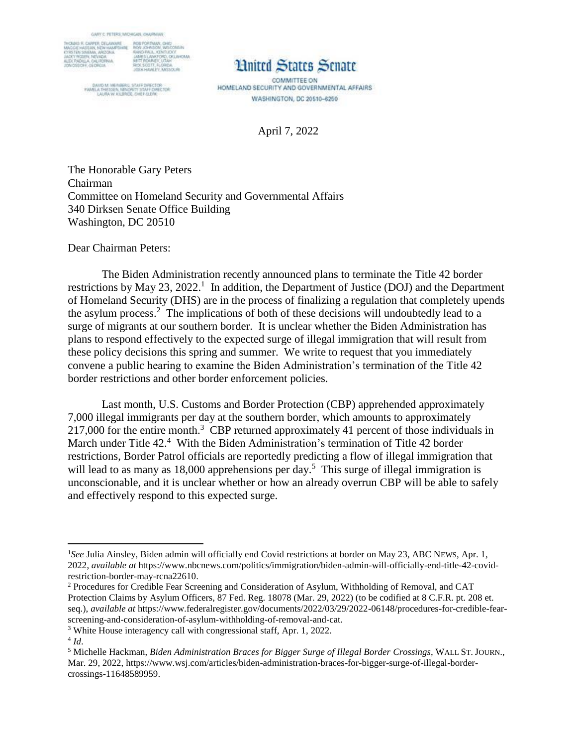GARY C. PETERS, MICHIGAN, CHAIRMAN

THOMAS R. CARPER, DELAWARE
MAGGIE HASSAN, NEW HAMPSHIRE
KYRSTEN SINEMA, ARIZONA
JACKY ROSEN, NEVADA
ALEX PADILLA, CALIFORNIA
JON OSSOFF, GEORGIA

ROB PORTMAN, OHIO
RON JOHNSON, WISCONSIN
RAND PAUL, KENTUCKY
JAMES LANKFORD, OKLAHOMA
MITT ROMNEY, UTAH
RICK SCOTT, FLORIDA
JOSH HAWLEY, MISSOURI

DAVID M. WEINBERG, STAFF DIRECTOR
PAMELA THIESSEN, MINORITY STAFF DIRECTOR
LAURA W. KILBRIDE, CHIEF CLERK

# United States Senate

COMMITTEE ON
HOMELAND SECURITY AND GOVERNMENTAL AFFAIRS
WASHINGTON, DC 20510–6250

April 7, 2022

The Honorable Gary Peters
Chairman
Committee on Homeland Security and Governmental Affairs
340 Dirksen Senate Office Building
Washington, DC 20510

Dear Chairman Peters:

The Biden Administration recently announced plans to terminate the Title 42 border restrictions by May 23, 2022.[1] In addition, the Department of Justice (DOJ) and the Department of Homeland Security (DHS) are in the process of finalizing a regulation that completely upends the asylum process.[2] The implications of both of these decisions will undoubtedly lead to a surge of migrants at our southern border. It is unclear whether the Biden Administration has plans to respond effectively to the expected surge of illegal immigration that will result from these policy decisions this spring and summer. We write to request that you immediately convene a public hearing to examine the Biden Administration's termination of the Title 42 border restrictions and other border enforcement policies.

Last month, U.S. Customs and Border Protection (CBP) apprehended approximately 7,000 illegal immigrants per day at the southern border, which amounts to approximately 217,000 for the entire month.[3] CBP returned approximately 41 percent of those individuals in March under Title 42.[4] With the Biden Administration's termination of Title 42 border restrictions, Border Patrol officials are reportedly predicting a flow of illegal immigration that will lead to as many as 18,000 apprehensions per day.[5] This surge of illegal immigration is unconscionable, and it is unclear whether or how an already overrun CBP will be able to safely and effectively respond to this expected surge.

---

[1] *See* Julia Ainsley, Biden admin will officially end Covid restrictions at border on May 23, ABC NEWS, Apr. 1, 2022, *available at* https://www.nbcnews.com/politics/immigration/biden-admin-will-officially-end-title-42-covid-restriction-border-may-rcna22610.

[2] Procedures for Credible Fear Screening and Consideration of Asylum, Withholding of Removal, and CAT Protection Claims by Asylum Officers, 87 Fed. Reg. 18078 (Mar. 29, 2022) (to be codified at 8 C.F.R. pt. 208 et. seq.), *available at* https://www.federalregister.gov/documents/2022/03/29/2022-06148/procedures-for-credible-fear-screening-and-consideration-of-asylum-withholding-of-removal-and-cat.

[3] White House interagency call with congressional staff, Apr. 1, 2022.

[4] *Id*.

[5] Michelle Hackman, *Biden Administration Braces for Bigger Surge of Illegal Border Crossings*, WALL ST. JOURN., Mar. 29, 2022, https://www.wsj.com/articles/biden-administration-braces-for-bigger-surge-of-illegal-border-crossings-11648589959.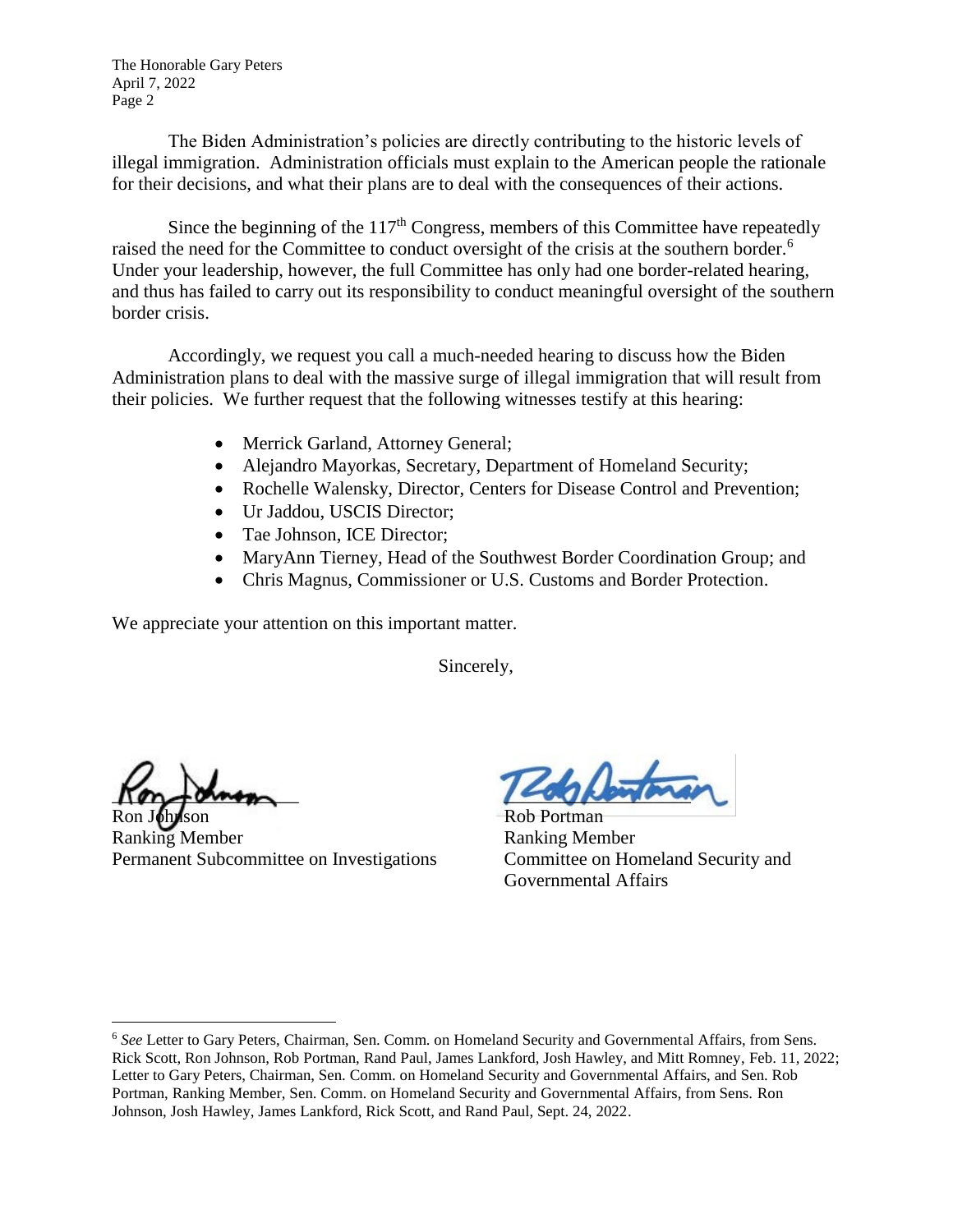The Biden Administration's policies are directly contributing to the historic levels of illegal immigration. Administration officials must explain to the American people the rationale for their decisions, and what their plans are to deal with the consequences of their actions.

Since the beginning of the 117th Congress, members of this Committee have repeatedly raised the need for the Committee to conduct oversight of the crisis at the southern border.[6] Under your leadership, however, the full Committee has only had one border-related hearing, and thus has failed to carry out its responsibility to conduct meaningful oversight of the southern border crisis.

Accordingly, we request you call a much-needed hearing to discuss how the Biden Administration plans to deal with the massive surge of illegal immigration that will result from their policies. We further request that the following witnesses testify at this hearing:

- Merrick Garland, Attorney General;
- Alejandro Mayorkas, Secretary, Department of Homeland Security;
- Rochelle Walensky, Director, Centers for Disease Control and Prevention;
- Ur Jaddou, USCIS Director;
- Tae Johnson, ICE Director;
- MaryAnn Tierney, Head of the Southwest Border Coordination Group; and
- Chris Magnus, Commissioner or U.S. Customs and Border Protection.

We appreciate your attention on this important matter.

Sincerely,

Ron Johnson
Ranking Member
Permanent Subcommittee on Investigations

Rob Portman
Ranking Member
Committee on Homeland Security and Governmental Affairs

---

[6] *See* Letter to Gary Peters, Chairman, Sen. Comm. on Homeland Security and Governmental Affairs, from Sens. Rick Scott, Ron Johnson, Rob Portman, Rand Paul, James Lankford, Josh Hawley, and Mitt Romney, Feb. 11, 2022; Letter to Gary Peters, Chairman, Sen. Comm. on Homeland Security and Governmental Affairs, and Sen. Rob Portman, Ranking Member, Sen. Comm. on Homeland Security and Governmental Affairs, from Sens. Ron Johnson, Josh Hawley, James Lankford, Rick Scott, and Rand Paul, Sept. 24, 2022.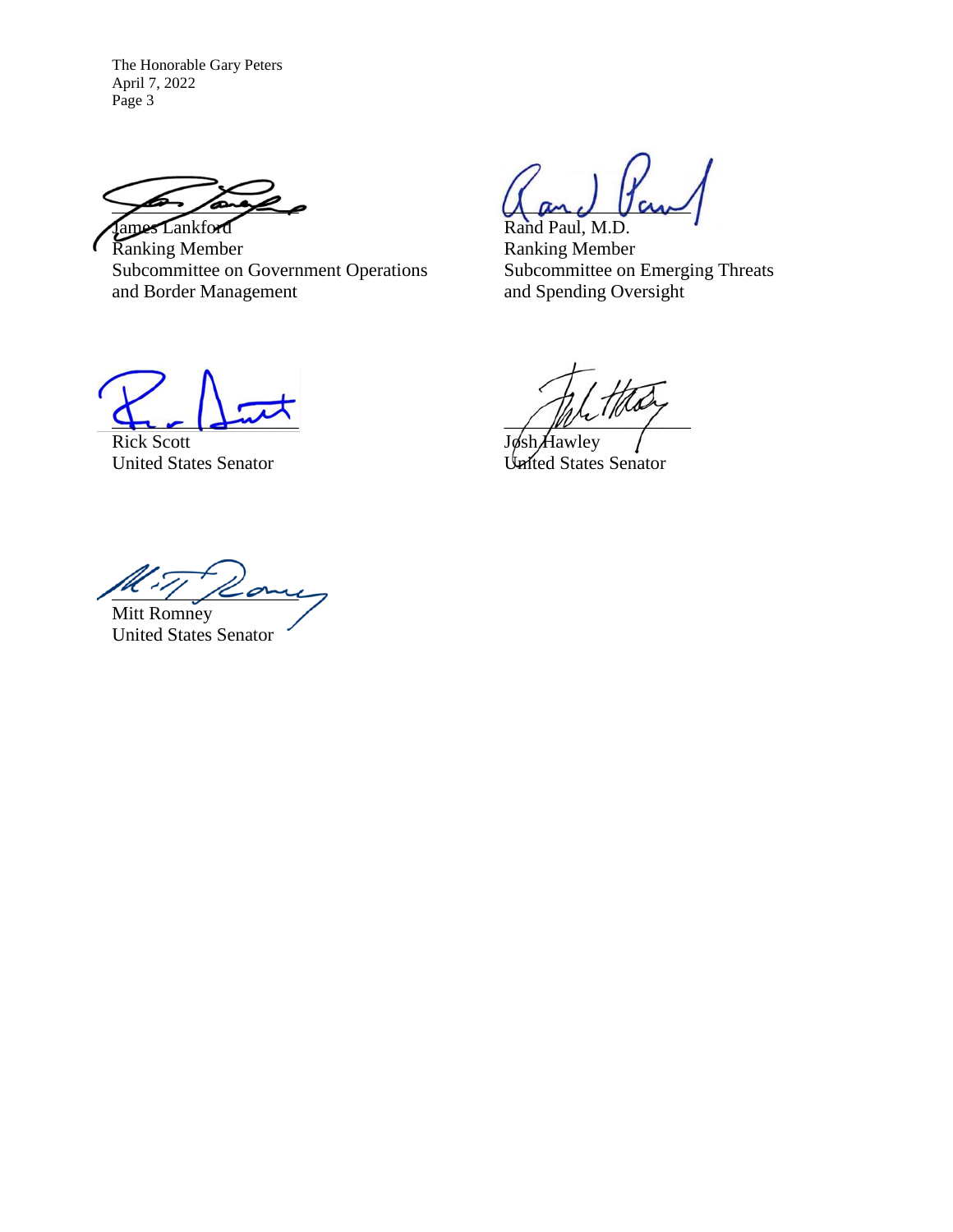James Lankford
Ranking Member
Subcommittee on Government Operations and Border Management

Rand Paul, M.D.
Ranking Member
Subcommittee on Emerging Threats and Spending Oversight

Rick Scott
United States Senator

Josh Hawley
United States Senator

Mitt Romney
United States Senator